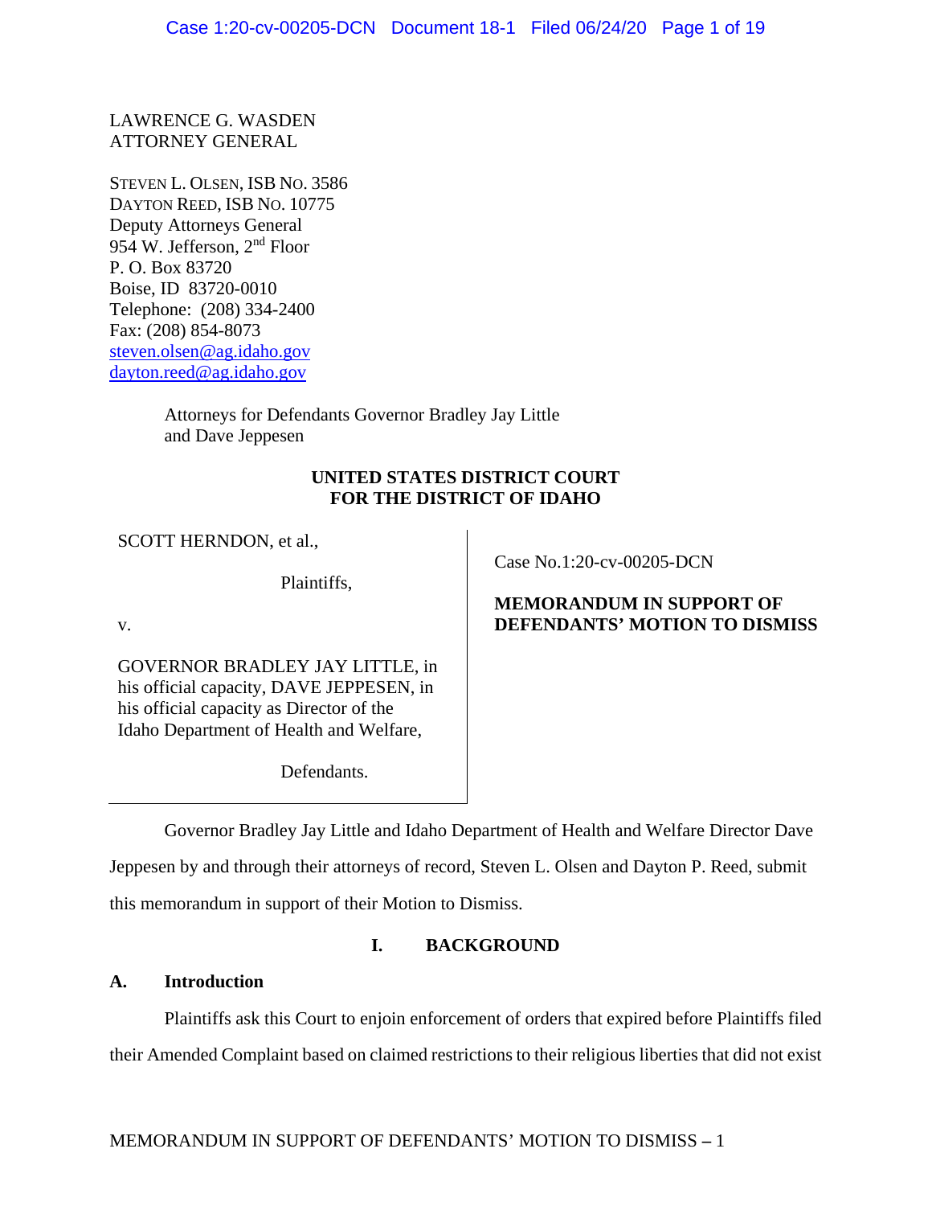LAWRENCE G. WASDEN
ATTORNEY GENERAL

STEVEN L. OLSEN, ISB NO. 3586
DAYTON REED, ISB NO. 10775
Deputy Attorneys General
954 W. Jefferson, 2nd Floor
P. O. Box 83720
Boise, ID 83720-0010
Telephone: (208) 334-2400
Fax: (208) 854-8073
steven.olsen@ag.idaho.gov
dayton.reed@ag.idaho.gov

Attorneys for Defendants Governor Bradley Jay Little and Dave Jeppesen

**UNITED STATES DISTRICT COURT**
**FOR THE DISTRICT OF IDAHO**

| | |
|---|---|
| SCOTT HERNDON, et al.,<br><br>Plaintiffs,<br><br>v.<br><br>GOVERNOR BRADLEY JAY LITTLE, in his official capacity, DAVE JEPPESEN, in his official capacity as Director of the Idaho Department of Health and Welfare,<br><br>Defendants. | Case No.1:20-cv-00205-DCN<br><br>**MEMORANDUM IN SUPPORT OF DEFENDANTS' MOTION TO DISMISS** |

Governor Bradley Jay Little and Idaho Department of Health and Welfare Director Dave Jeppesen by and through their attorneys of record, Steven L. Olsen and Dayton P. Reed, submit this memorandum in support of their Motion to Dismiss.

## I. BACKGROUND

### A. Introduction

Plaintiffs ask this Court to enjoin enforcement of orders that expired before Plaintiffs filed their Amended Complaint based on claimed restrictions to their religious liberties that did not exist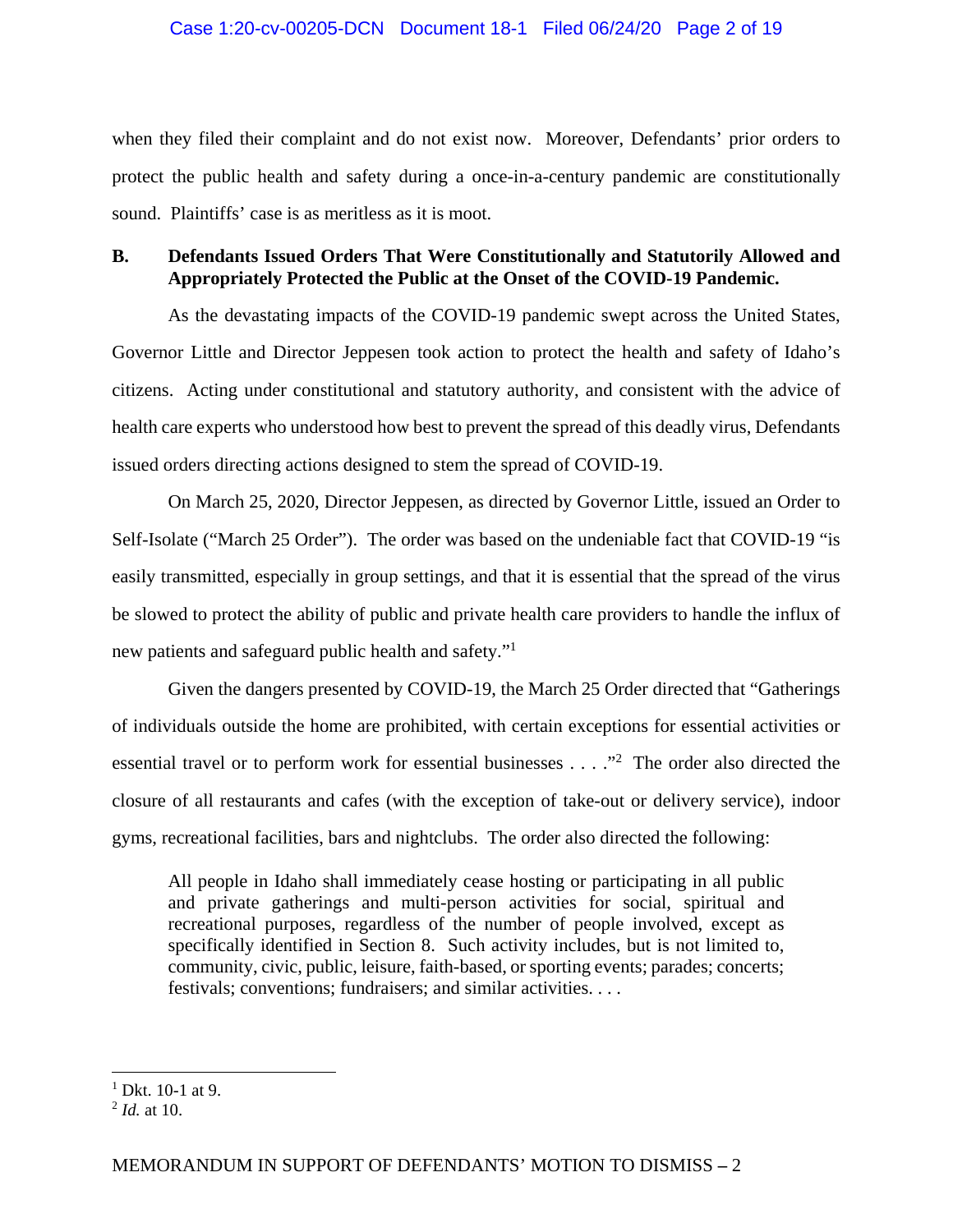when they filed their complaint and do not exist now. Moreover, Defendants' prior orders to protect the public health and safety during a once-in-a-century pandemic are constitutionally sound. Plaintiffs' case is as meritless as it is moot.

## B. Defendants Issued Orders That Were Constitutionally and Statutorily Allowed and Appropriately Protected the Public at the Onset of the COVID-19 Pandemic.

As the devastating impacts of the COVID-19 pandemic swept across the United States, Governor Little and Director Jeppesen took action to protect the health and safety of Idaho's citizens. Acting under constitutional and statutory authority, and consistent with the advice of health care experts who understood how best to prevent the spread of this deadly virus, Defendants issued orders directing actions designed to stem the spread of COVID-19.

On March 25, 2020, Director Jeppesen, as directed by Governor Little, issued an Order to Self-Isolate ("March 25 Order"). The order was based on the undeniable fact that COVID-19 "is easily transmitted, especially in group settings, and that it is essential that the spread of the virus be slowed to protect the ability of public and private health care providers to handle the influx of new patients and safeguard public health and safety."[1]

Given the dangers presented by COVID-19, the March 25 Order directed that "Gatherings of individuals outside the home are prohibited, with certain exceptions for essential activities or essential travel or to perform work for essential businesses . . . ."[2] The order also directed the closure of all restaurants and cafes (with the exception of take-out or delivery service), indoor gyms, recreational facilities, bars and nightclubs. The order also directed the following:

> All people in Idaho shall immediately cease hosting or participating in all public and private gatherings and multi-person activities for social, spiritual and recreational purposes, regardless of the number of people involved, except as specifically identified in Section 8. Such activity includes, but is not limited to, community, civic, public, leisure, faith-based, or sporting events; parades; concerts; festivals; conventions; fundraisers; and similar activities. . . .

---

[1] Dkt. 10-1 at 9.

[2] *Id.* at 10.

MEMORANDUM IN SUPPORT OF DEFENDANTS' MOTION TO DISMISS – 2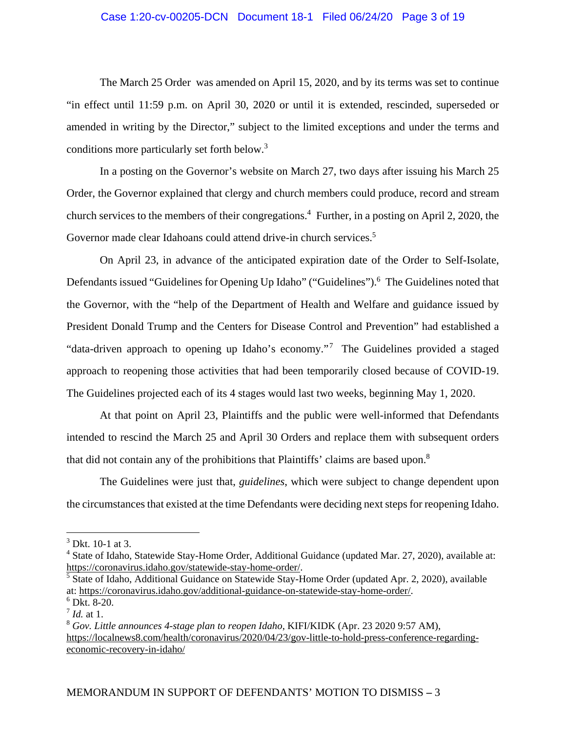The March 25 Order was amended on April 15, 2020, and by its terms was set to continue "in effect until 11:59 p.m. on April 30, 2020 or until it is extended, rescinded, superseded or amended in writing by the Director," subject to the limited exceptions and under the terms and conditions more particularly set forth below.[3]

In a posting on the Governor's website on March 27, two days after issuing his March 25 Order, the Governor explained that clergy and church members could produce, record and stream church services to the members of their congregations.[4] Further, in a posting on April 2, 2020, the Governor made clear Idahoans could attend drive-in church services.[5]

On April 23, in advance of the anticipated expiration date of the Order to Self-Isolate, Defendants issued "Guidelines for Opening Up Idaho" ("Guidelines").[6] The Guidelines noted that the Governor, with the "help of the Department of Health and Welfare and guidance issued by President Donald Trump and the Centers for Disease Control and Prevention" had established a "data-driven approach to opening up Idaho's economy."[7] The Guidelines provided a staged approach to reopening those activities that had been temporarily closed because of COVID-19. The Guidelines projected each of its 4 stages would last two weeks, beginning May 1, 2020.

At that point on April 23, Plaintiffs and the public were well-informed that Defendants intended to rescind the March 25 and April 30 Orders and replace them with subsequent orders that did not contain any of the prohibitions that Plaintiffs' claims are based upon.[8]

The Guidelines were just that, *guidelines*, which were subject to change dependent upon the circumstances that existed at the time Defendants were deciding next steps for reopening Idaho.

---

[3] Dkt. 10-1 at 3.

[4] State of Idaho, Statewide Stay-Home Order, Additional Guidance (updated Mar. 27, 2020), available at: https://coronavirus.idaho.gov/statewide-stay-home-order/.

[5] State of Idaho, Additional Guidance on Statewide Stay-Home Order (updated Apr. 2, 2020), available at: https://coronavirus.idaho.gov/additional-guidance-on-statewide-stay-home-order/.

[6] Dkt. 8-20.

[7] *Id.* at 1.

[8] *Gov. Little announces 4-stage plan to reopen Idaho*, KIFI/KIDK (Apr. 23 2020 9:57 AM), https://localnews8.com/health/coronavirus/2020/04/23/gov-little-to-hold-press-conference-regarding-economic-recovery-in-idaho/

MEMORANDUM IN SUPPORT OF DEFENDANTS' MOTION TO DISMISS – 3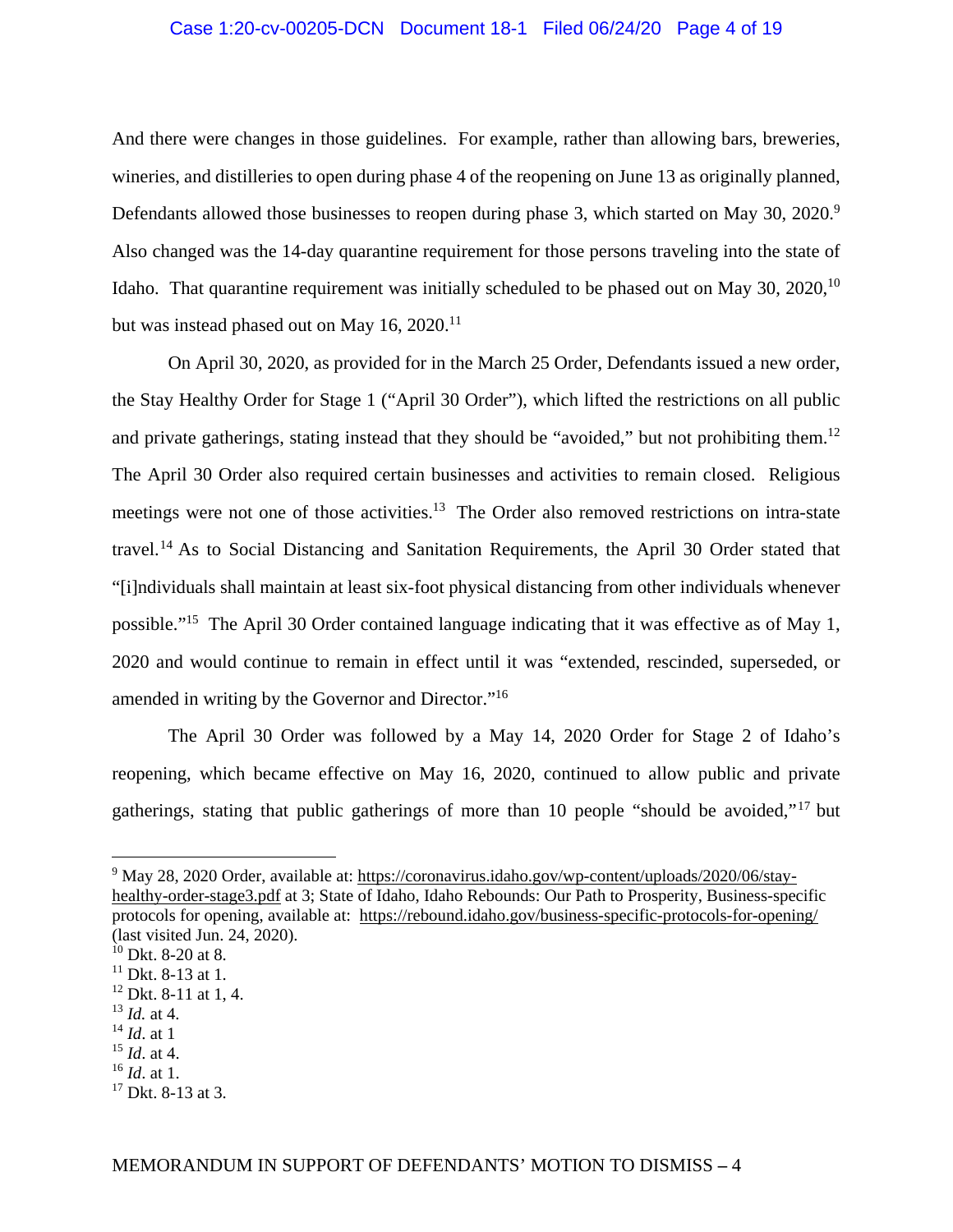And there were changes in those guidelines. For example, rather than allowing bars, breweries, wineries, and distilleries to open during phase 4 of the reopening on June 13 as originally planned, Defendants allowed those businesses to reopen during phase 3, which started on May 30, 2020.[9] Also changed was the 14-day quarantine requirement for those persons traveling into the state of Idaho. That quarantine requirement was initially scheduled to be phased out on May 30, 2020,[10] but was instead phased out on May 16, 2020.[11]

On April 30, 2020, as provided for in the March 25 Order, Defendants issued a new order, the Stay Healthy Order for Stage 1 ("April 30 Order"), which lifted the restrictions on all public and private gatherings, stating instead that they should be "avoided," but not prohibiting them.[12] The April 30 Order also required certain businesses and activities to remain closed. Religious meetings were not one of those activities.[13] The Order also removed restrictions on intra-state travel.[14] As to Social Distancing and Sanitation Requirements, the April 30 Order stated that "[i]ndividuals shall maintain at least six-foot physical distancing from other individuals whenever possible."[15] The April 30 Order contained language indicating that it was effective as of May 1, 2020 and would continue to remain in effect until it was "extended, rescinded, superseded, or amended in writing by the Governor and Director."[16]

The April 30 Order was followed by a May 14, 2020 Order for Stage 2 of Idaho's reopening, which became effective on May 16, 2020, continued to allow public and private gatherings, stating that public gatherings of more than 10 people "should be avoided,"[17] but

---

[9] May 28, 2020 Order, available at: https://coronavirus.idaho.gov/wp-content/uploads/2020/06/stay-healthy-order-stage3.pdf at 3; State of Idaho, Idaho Rebounds: Our Path to Prosperity, Business-specific protocols for opening, available at: https://rebound.idaho.gov/business-specific-protocols-for-opening/ (last visited Jun. 24, 2020).

[10] Dkt. 8-20 at 8.

[11] Dkt. 8-13 at 1.

[12] Dkt. 8-11 at 1, 4.

[13] *Id.* at 4.

[14] *Id*. at 1

[15] *Id*. at 4.

[16] *Id*. at 1.

[17] Dkt. 8-13 at 3.

MEMORANDUM IN SUPPORT OF DEFENDANTS' MOTION TO DISMISS – 4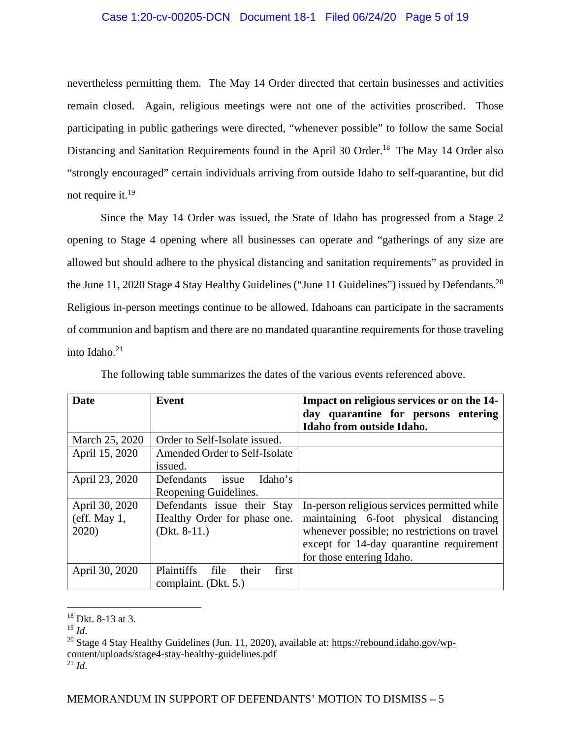nevertheless permitting them. The May 14 Order directed that certain businesses and activities remain closed. Again, religious meetings were not one of the activities proscribed. Those participating in public gatherings were directed, "whenever possible" to follow the same Social Distancing and Sanitation Requirements found in the April 30 Order.[18] The May 14 Order also "strongly encouraged" certain individuals arriving from outside Idaho to self-quarantine, but did not require it.[19]

Since the May 14 Order was issued, the State of Idaho has progressed from a Stage 2 opening to Stage 4 opening where all businesses can operate and "gatherings of any size are allowed but should adhere to the physical distancing and sanitation requirements" as provided in the June 11, 2020 Stage 4 Stay Healthy Guidelines ("June 11 Guidelines") issued by Defendants.[20] Religious in-person meetings continue to be allowed. Idahoans can participate in the sacraments of communion and baptism and there are no mandated quarantine requirements for those traveling into Idaho.[21]

The following table summarizes the dates of the various events referenced above.

| Date | Event | Impact on religious services or on the 14-day quarantine for persons entering Idaho from outside Idaho. |
|---|---|---|
| March 25, 2020 | Order to Self-Isolate issued. | |
| April 15, 2020 | Amended Order to Self-Isolate issued. | |
| April 23, 2020 | Defendants issue Idaho's Reopening Guidelines. | |
| April 30, 2020 (eff. May 1, 2020) | Defendants issue their Stay Healthy Order for phase one. (Dkt. 8-11.) | In-person religious services permitted while maintaining 6-foot physical distancing whenever possible; no restrictions on travel except for 14-day quarantine requirement for those entering Idaho. |
| April 30, 2020 | Plaintiffs file their first complaint. (Dkt. 5.) | |

[18] Dkt. 8-13 at 3.

[19] *Id.*

[20] Stage 4 Stay Healthy Guidelines (Jun. 11, 2020), available at: https://rebound.idaho.gov/wp-content/uploads/stage4-stay-healthy-guidelines.pdf

[21] *Id.*

MEMORANDUM IN SUPPORT OF DEFENDANTS' MOTION TO DISMISS – 5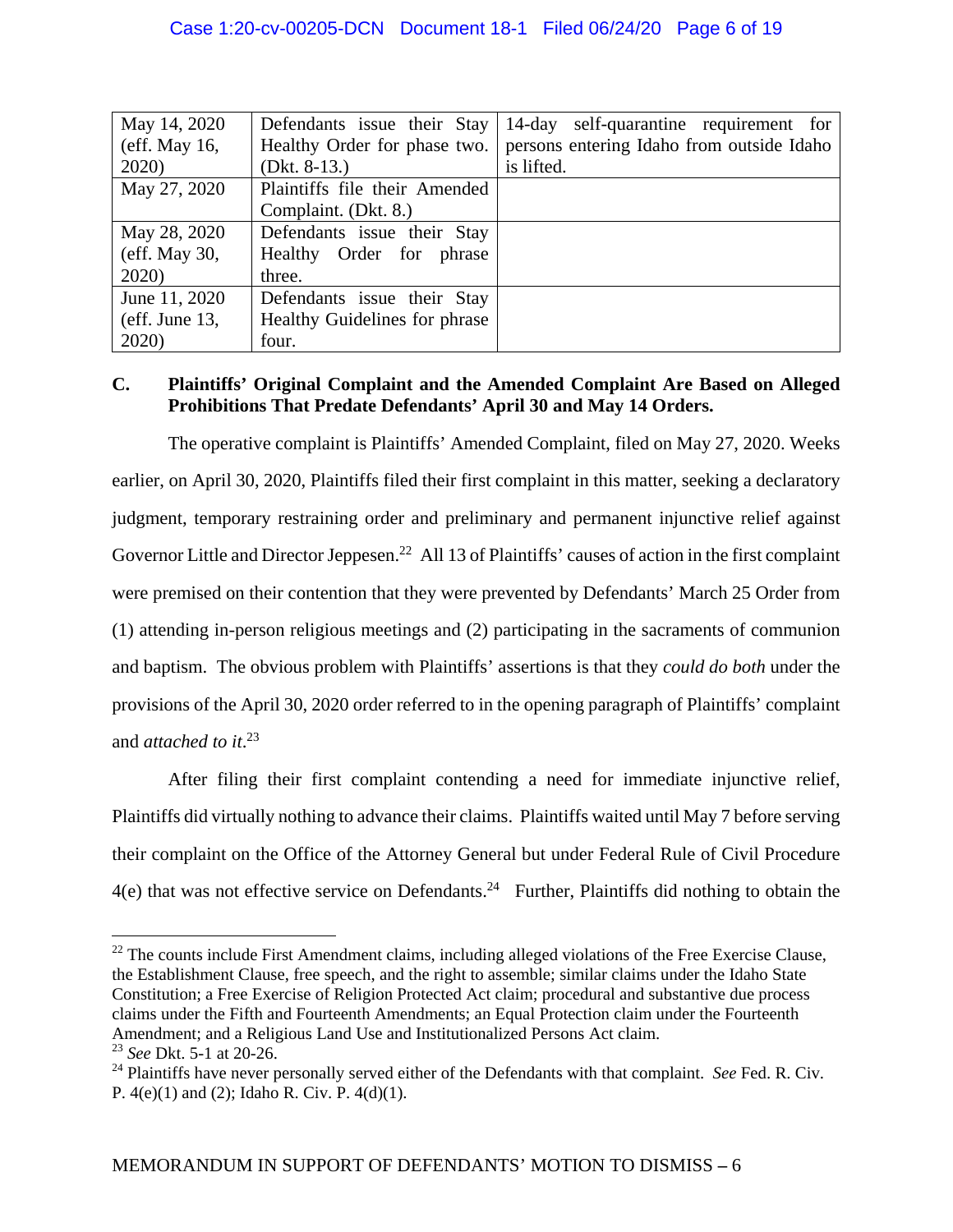| May 14, 2020 (eff. May 16, 2020) | Defendants issue their Stay Healthy Order for phase two. (Dkt. 8-13.) | 14-day self-quarantine requirement for persons entering Idaho from outside Idaho is lifted. |
|---|---|---|
| May 27, 2020 | Plaintiffs file their Amended Complaint. (Dkt. 8.) | |
| May 28, 2020 (eff. May 30, 2020) | Defendants issue their Stay Healthy Order for phrase three. | |
| June 11, 2020 (eff. June 13, 2020) | Defendants issue their Stay Healthy Guidelines for phrase four. | |

### C. Plaintiffs' Original Complaint and the Amended Complaint Are Based on Alleged Prohibitions That Predate Defendants' April 30 and May 14 Orders.

The operative complaint is Plaintiffs' Amended Complaint, filed on May 27, 2020. Weeks earlier, on April 30, 2020, Plaintiffs filed their first complaint in this matter, seeking a declaratory judgment, temporary restraining order and preliminary and permanent injunctive relief against Governor Little and Director Jeppesen.[22] All 13 of Plaintiffs' causes of action in the first complaint were premised on their contention that they were prevented by Defendants' March 25 Order from (1) attending in-person religious meetings and (2) participating in the sacraments of communion and baptism. The obvious problem with Plaintiffs' assertions is that they *could do both* under the provisions of the April 30, 2020 order referred to in the opening paragraph of Plaintiffs' complaint and *attached to it*.[23]

After filing their first complaint contending a need for immediate injunctive relief, Plaintiffs did virtually nothing to advance their claims. Plaintiffs waited until May 7 before serving their complaint on the Office of the Attorney General but under Federal Rule of Civil Procedure 4(e) that was not effective service on Defendants.[24] Further, Plaintiffs did nothing to obtain the

---

[22] The counts include First Amendment claims, including alleged violations of the Free Exercise Clause, the Establishment Clause, free speech, and the right to assemble; similar claims under the Idaho State Constitution; a Free Exercise of Religion Protected Act claim; procedural and substantive due process claims under the Fifth and Fourteenth Amendments; an Equal Protection claim under the Fourteenth Amendment; and a Religious Land Use and Institutionalized Persons Act claim.

[23] *See* Dkt. 5-1 at 20-26.

[24] Plaintiffs have never personally served either of the Defendants with that complaint. *See* Fed. R. Civ. P. 4(e)(1) and (2); Idaho R. Civ. P. 4(d)(1).

MEMORANDUM IN SUPPORT OF DEFENDANTS' MOTION TO DISMISS – 6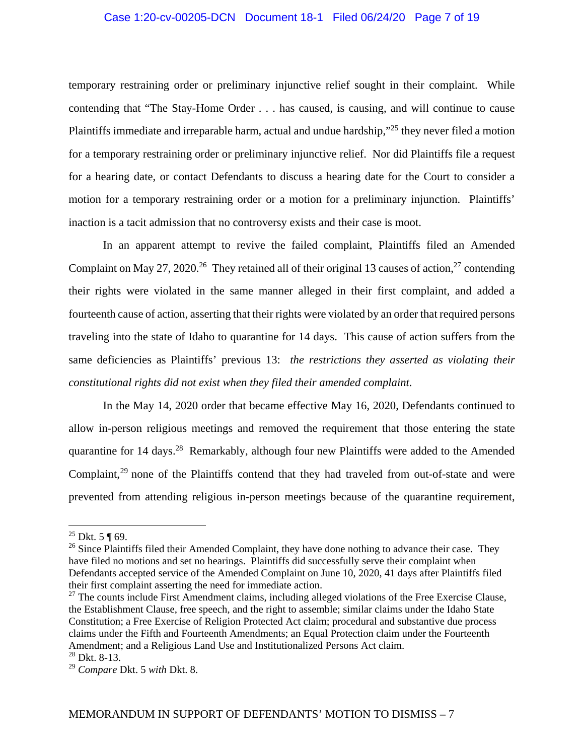temporary restraining order or preliminary injunctive relief sought in their complaint. While contending that "The Stay-Home Order . . . has caused, is causing, and will continue to cause Plaintiffs immediate and irreparable harm, actual and undue hardship,"[25] they never filed a motion for a temporary restraining order or preliminary injunctive relief. Nor did Plaintiffs file a request for a hearing date, or contact Defendants to discuss a hearing date for the Court to consider a motion for a temporary restraining order or a motion for a preliminary injunction. Plaintiffs' inaction is a tacit admission that no controversy exists and their case is moot.

In an apparent attempt to revive the failed complaint, Plaintiffs filed an Amended Complaint on May 27, 2020.[26] They retained all of their original 13 causes of action,[27] contending their rights were violated in the same manner alleged in their first complaint, and added a fourteenth cause of action, asserting that their rights were violated by an order that required persons traveling into the state of Idaho to quarantine for 14 days. This cause of action suffers from the same deficiencies as Plaintiffs' previous 13: *the restrictions they asserted as violating their constitutional rights did not exist when they filed their amended complaint*.

In the May 14, 2020 order that became effective May 16, 2020, Defendants continued to allow in-person religious meetings and removed the requirement that those entering the state quarantine for 14 days.[28] Remarkably, although four new Plaintiffs were added to the Amended Complaint,[29] none of the Plaintiffs contend that they had traveled from out-of-state and were prevented from attending religious in-person meetings because of the quarantine requirement,

---

[25] Dkt. 5 ¶ 69.

[26] Since Plaintiffs filed their Amended Complaint, they have done nothing to advance their case. They have filed no motions and set no hearings. Plaintiffs did successfully serve their complaint when Defendants accepted service of the Amended Complaint on June 10, 2020, 41 days after Plaintiffs filed their first complaint asserting the need for immediate action.

[27] The counts include First Amendment claims, including alleged violations of the Free Exercise Clause, the Establishment Clause, free speech, and the right to assemble; similar claims under the Idaho State Constitution; a Free Exercise of Religion Protected Act claim; procedural and substantive due process claims under the Fifth and Fourteenth Amendments; an Equal Protection claim under the Fourteenth Amendment; and a Religious Land Use and Institutionalized Persons Act claim.

[28] Dkt. 8-13.

[29] *Compare* Dkt. 5 *with* Dkt. 8.

MEMORANDUM IN SUPPORT OF DEFENDANTS' MOTION TO DISMISS – 7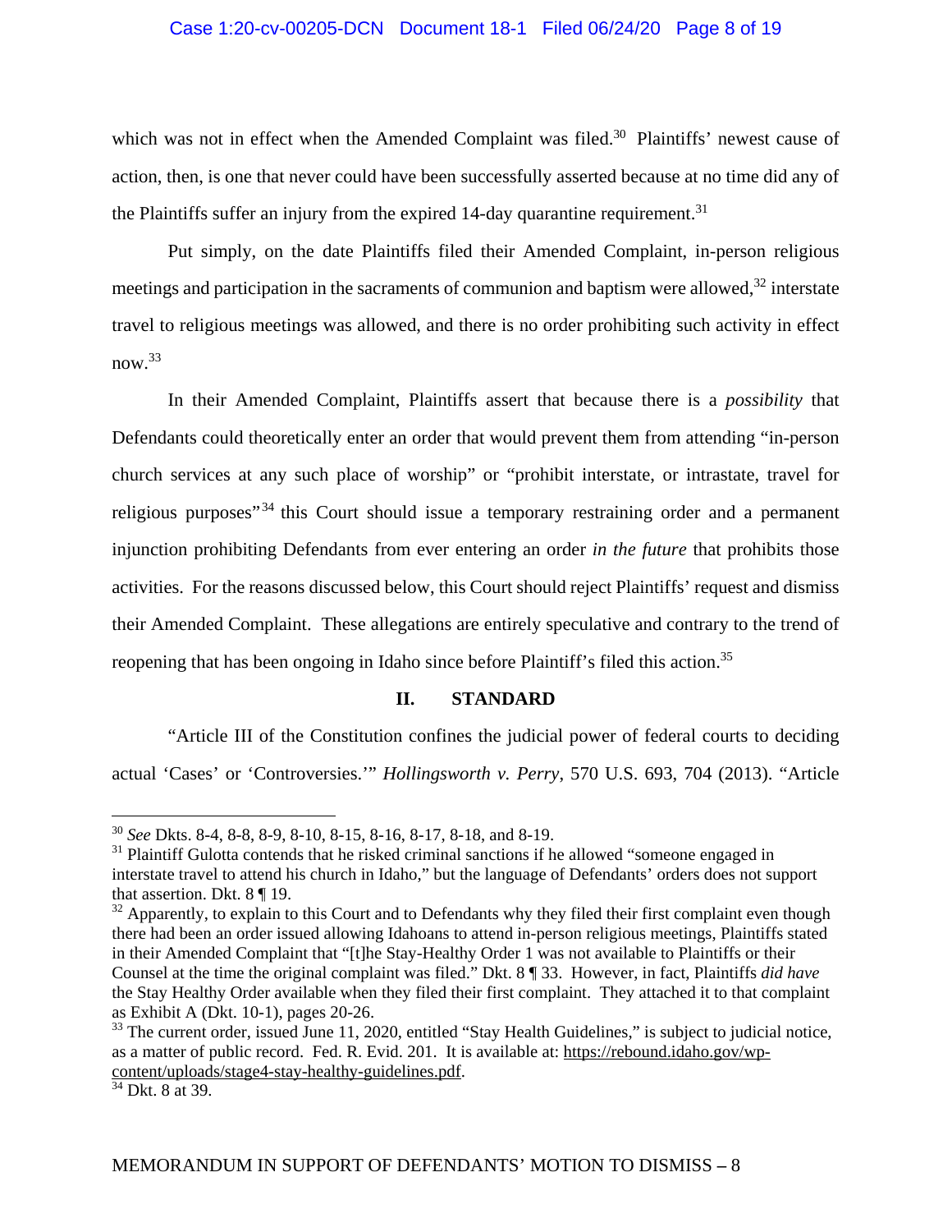which was not in effect when the Amended Complaint was filed.[30] Plaintiffs' newest cause of action, then, is one that never could have been successfully asserted because at no time did any of the Plaintiffs suffer an injury from the expired 14-day quarantine requirement.[31]

Put simply, on the date Plaintiffs filed their Amended Complaint, in-person religious meetings and participation in the sacraments of communion and baptism were allowed,[32] interstate travel to religious meetings was allowed, and there is no order prohibiting such activity in effect now.[33]

In their Amended Complaint, Plaintiffs assert that because there is a *possibility* that Defendants could theoretically enter an order that would prevent them from attending "in-person church services at any such place of worship" or "prohibit interstate, or intrastate, travel for religious purposes"[34] this Court should issue a temporary restraining order and a permanent injunction prohibiting Defendants from ever entering an order *in the future* that prohibits those activities. For the reasons discussed below, this Court should reject Plaintiffs' request and dismiss their Amended Complaint. These allegations are entirely speculative and contrary to the trend of reopening that has been ongoing in Idaho since before Plaintiff's filed this action.[35]

## II. STANDARD

"Article III of the Constitution confines the judicial power of federal courts to deciding actual 'Cases' or 'Controversies.'" *Hollingsworth v. Perry*, 570 U.S. 693, 704 (2013). "Article

---

[30] *See* Dkts. 8-4, 8-8, 8-9, 8-10, 8-15, 8-16, 8-17, 8-18, and 8-19.

[31] Plaintiff Gulotta contends that he risked criminal sanctions if he allowed "someone engaged in interstate travel to attend his church in Idaho," but the language of Defendants' orders does not support that assertion. Dkt. 8 ¶ 19.

[32] Apparently, to explain to this Court and to Defendants why they filed their first complaint even though there had been an order issued allowing Idahoans to attend in-person religious meetings, Plaintiffs stated in their Amended Complaint that "[t]he Stay-Healthy Order 1 was not available to Plaintiffs or their Counsel at the time the original complaint was filed." Dkt. 8 ¶ 33. However, in fact, Plaintiffs *did have* the Stay Healthy Order available when they filed their first complaint. They attached it to that complaint as Exhibit A (Dkt. 10-1), pages 20-26.

[33] The current order, issued June 11, 2020, entitled "Stay Health Guidelines," is subject to judicial notice, as a matter of public record. Fed. R. Evid. 201. It is available at: https://rebound.idaho.gov/wp-content/uploads/stage4-stay-healthy-guidelines.pdf.

[34] Dkt. 8 at 39.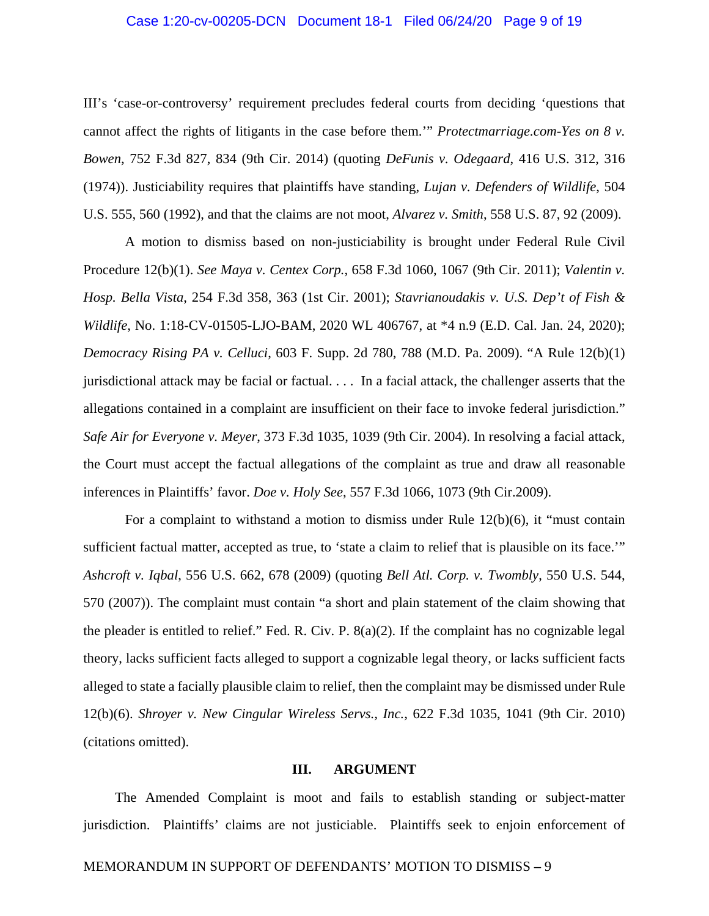III's 'case-or-controversy' requirement precludes federal courts from deciding 'questions that cannot affect the rights of litigants in the case before them.'" *Protectmarriage.com-Yes on 8 v. Bowen*, 752 F.3d 827, 834 (9th Cir. 2014) (quoting *DeFunis v. Odegaard*, 416 U.S. 312, 316 (1974)). Justiciability requires that plaintiffs have standing, *Lujan v. Defenders of Wildlife*, 504 U.S. 555, 560 (1992), and that the claims are not moot, *Alvarez v. Smith*, 558 U.S. 87, 92 (2009).

A motion to dismiss based on non-justiciability is brought under Federal Rule Civil Procedure 12(b)(1). *See Maya v. Centex Corp.*, 658 F.3d 1060, 1067 (9th Cir. 2011); *Valentin v. Hosp. Bella Vista*, 254 F.3d 358, 363 (1st Cir. 2001); *Stavrianoudakis v. U.S. Dep't of Fish & Wildlife*, No. 1:18-CV-01505-LJO-BAM, 2020 WL 406767, at *4 n.9 (E.D. Cal. Jan. 24, 2020); *Democracy Rising PA v. Celluci*, 603 F. Supp. 2d 780, 788 (M.D. Pa. 2009). "A Rule 12(b)(1) jurisdictional attack may be facial or factual. . . . In a facial attack, the challenger asserts that the allegations contained in a complaint are insufficient on their face to invoke federal jurisdiction." *Safe Air for Everyone v. Meyer*, 373 F.3d 1035, 1039 (9th Cir. 2004). In resolving a facial attack, the Court must accept the factual allegations of the complaint as true and draw all reasonable inferences in Plaintiffs' favor. *Doe v. Holy See*, 557 F.3d 1066, 1073 (9th Cir.2009).

For a complaint to withstand a motion to dismiss under Rule 12(b)(6), it "must contain sufficient factual matter, accepted as true, to 'state a claim to relief that is plausible on its face.'" *Ashcroft v. Iqbal*, 556 U.S. 662, 678 (2009) (quoting *Bell Atl. Corp. v. Twombly*, 550 U.S. 544, 570 (2007)). The complaint must contain "a short and plain statement of the claim showing that the pleader is entitled to relief." Fed. R. Civ. P. 8(a)(2). If the complaint has no cognizable legal theory, lacks sufficient facts alleged to support a cognizable legal theory, or lacks sufficient facts alleged to state a facially plausible claim to relief, then the complaint may be dismissed under Rule 12(b)(6). *Shroyer v. New Cingular Wireless Servs., Inc.*, 622 F.3d 1035, 1041 (9th Cir. 2010) (citations omitted).

## III. ARGUMENT

The Amended Complaint is moot and fails to establish standing or subject-matter jurisdiction. Plaintiffs' claims are not justiciable. Plaintiffs seek to enjoin enforcement of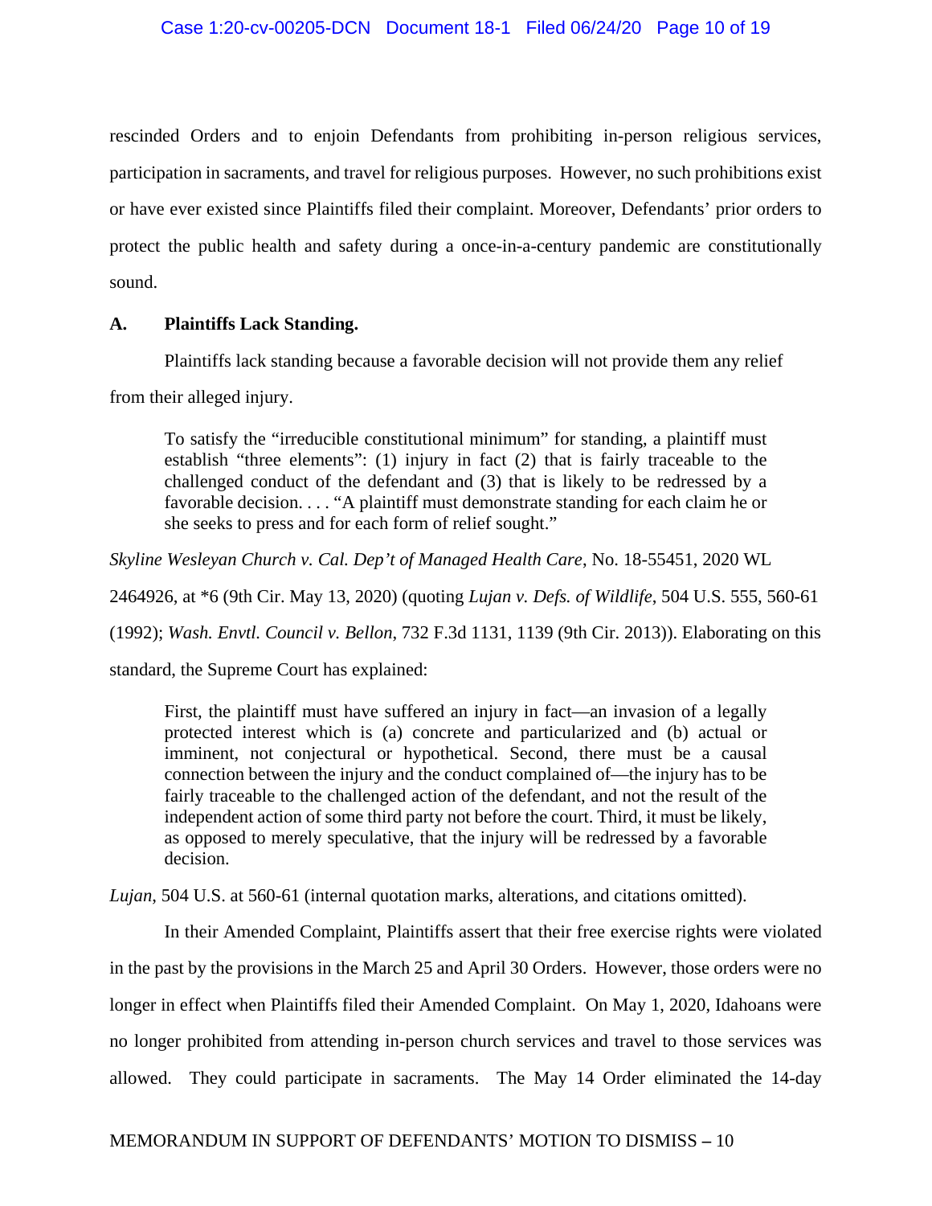rescinded Orders and to enjoin Defendants from prohibiting in-person religious services, participation in sacraments, and travel for religious purposes. However, no such prohibitions exist or have ever existed since Plaintiffs filed their complaint. Moreover, Defendants' prior orders to protect the public health and safety during a once-in-a-century pandemic are constitutionally sound.

### A. Plaintiffs Lack Standing.

Plaintiffs lack standing because a favorable decision will not provide them any relief from their alleged injury.

> To satisfy the "irreducible constitutional minimum" for standing, a plaintiff must establish "three elements": (1) injury in fact (2) that is fairly traceable to the challenged conduct of the defendant and (3) that is likely to be redressed by a favorable decision. . . . "A plaintiff must demonstrate standing for each claim he or she seeks to press and for each form of relief sought."

*Skyline Wesleyan Church v. Cal. Dep't of Managed Health Care*, No. 18-55451, 2020 WL 2464926, at *6 (9th Cir. May 13, 2020) (quoting *Lujan v. Defs. of Wildlife*, 504 U.S. 555, 560-61 (1992); *Wash. Envtl. Council v. Bellon*, 732 F.3d 1131, 1139 (9th Cir. 2013)). Elaborating on this standard, the Supreme Court has explained:

> First, the plaintiff must have suffered an injury in fact—an invasion of a legally protected interest which is (a) concrete and particularized and (b) actual or imminent, not conjectural or hypothetical. Second, there must be a causal connection between the injury and the conduct complained of—the injury has to be fairly traceable to the challenged action of the defendant, and not the result of the independent action of some third party not before the court. Third, it must be likely, as opposed to merely speculative, that the injury will be redressed by a favorable decision.

*Lujan*, 504 U.S. at 560-61 (internal quotation marks, alterations, and citations omitted).

In their Amended Complaint, Plaintiffs assert that their free exercise rights were violated in the past by the provisions in the March 25 and April 30 Orders. However, those orders were no longer in effect when Plaintiffs filed their Amended Complaint. On May 1, 2020, Idahoans were no longer prohibited from attending in-person church services and travel to those services was allowed. They could participate in sacraments. The May 14 Order eliminated the 14-day

MEMORANDUM IN SUPPORT OF DEFENDANTS' MOTION TO DISMISS – 10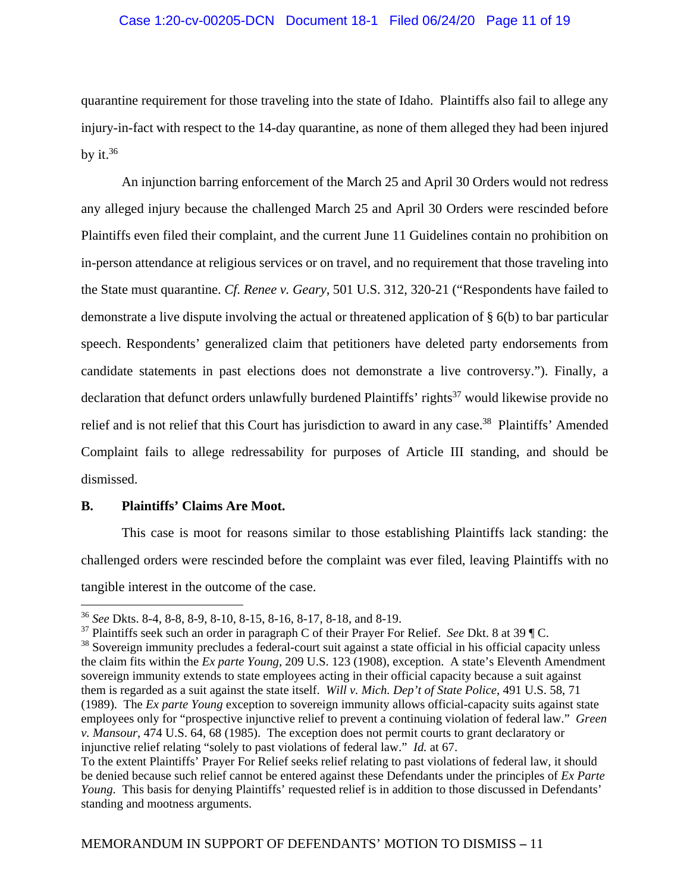quarantine requirement for those traveling into the state of Idaho. Plaintiffs also fail to allege any injury-in-fact with respect to the 14-day quarantine, as none of them alleged they had been injured by it.[36]

An injunction barring enforcement of the March 25 and April 30 Orders would not redress any alleged injury because the challenged March 25 and April 30 Orders were rescinded before Plaintiffs even filed their complaint, and the current June 11 Guidelines contain no prohibition on in-person attendance at religious services or on travel, and no requirement that those traveling into the State must quarantine. *Cf. Renee v. Geary*, 501 U.S. 312, 320-21 ("Respondents have failed to demonstrate a live dispute involving the actual or threatened application of § 6(b) to bar particular speech. Respondents' generalized claim that petitioners have deleted party endorsements from candidate statements in past elections does not demonstrate a live controversy."). Finally, a declaration that defunct orders unlawfully burdened Plaintiffs' rights[37] would likewise provide no relief and is not relief that this Court has jurisdiction to award in any case.[38] Plaintiffs' Amended Complaint fails to allege redressability for purposes of Article III standing, and should be dismissed.

### B. Plaintiffs' Claims Are Moot.

This case is moot for reasons similar to those establishing Plaintiffs lack standing: the challenged orders were rescinded before the complaint was ever filed, leaving Plaintiffs with no tangible interest in the outcome of the case.

---

[36] *See* Dkts. 8-4, 8-8, 8-9, 8-10, 8-15, 8-16, 8-17, 8-18, and 8-19.

[37] Plaintiffs seek such an order in paragraph C of their Prayer For Relief. *See* Dkt. 8 at 39 ¶ C.

[38] Sovereign immunity precludes a federal-court suit against a state official in his official capacity unless the claim fits within the *Ex parte Young*, 209 U.S. 123 (1908), exception. A state's Eleventh Amendment sovereign immunity extends to state employees acting in their official capacity because a suit against them is regarded as a suit against the state itself. *Will v. Mich. Dep't of State Police*, 491 U.S. 58, 71 (1989). The *Ex parte Young* exception to sovereign immunity allows official-capacity suits against state employees only for "prospective injunctive relief to prevent a continuing violation of federal law." *Green v. Mansour*, 474 U.S. 64, 68 (1985). The exception does not permit courts to grant declaratory or injunctive relief relating "solely to past violations of federal law." *Id.* at 67.

To the extent Plaintiffs' Prayer For Relief seeks relief relating to past violations of federal law, it should be denied because such relief cannot be entered against these Defendants under the principles of *Ex Parte Young*. This basis for denying Plaintiffs' requested relief is in addition to those discussed in Defendants' standing and mootness arguments.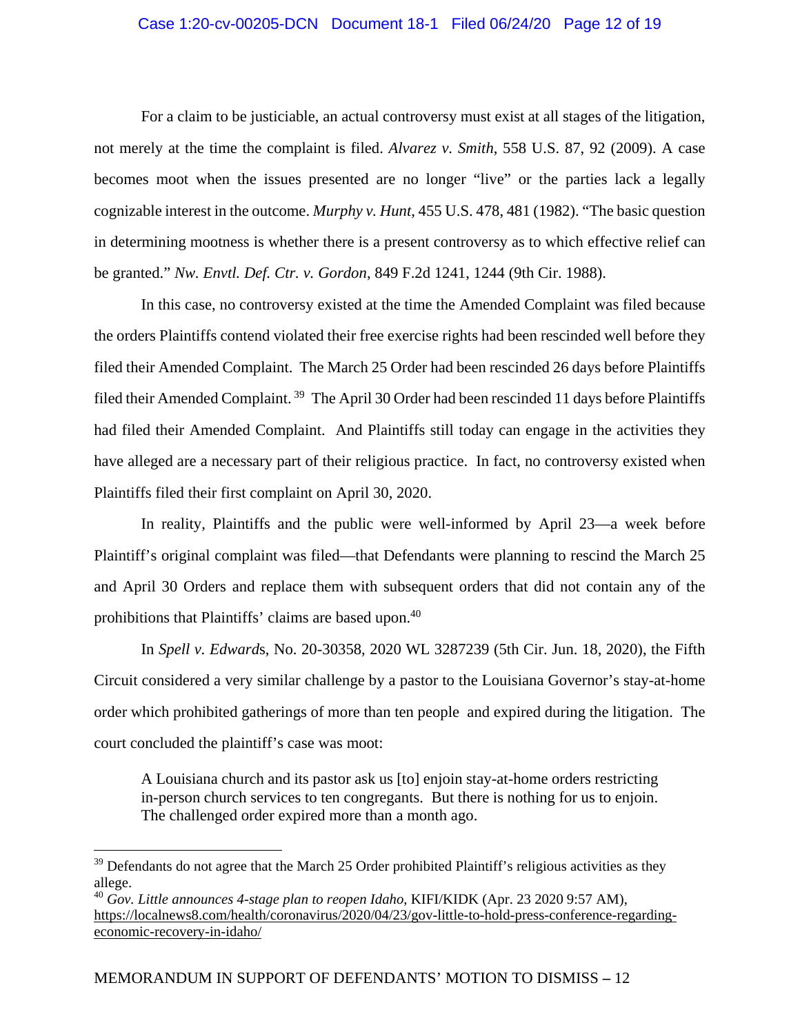For a claim to be justiciable, an actual controversy must exist at all stages of the litigation, not merely at the time the complaint is filed. *Alvarez v. Smith*, 558 U.S. 87, 92 (2009). A case becomes moot when the issues presented are no longer "live" or the parties lack a legally cognizable interest in the outcome. *Murphy v. Hunt*, 455 U.S. 478, 481 (1982). "The basic question in determining mootness is whether there is a present controversy as to which effective relief can be granted." *Nw. Envtl. Def. Ctr. v. Gordon*, 849 F.2d 1241, 1244 (9th Cir. 1988).

In this case, no controversy existed at the time the Amended Complaint was filed because the orders Plaintiffs contend violated their free exercise rights had been rescinded well before they filed their Amended Complaint. The March 25 Order had been rescinded 26 days before Plaintiffs filed their Amended Complaint.[39] The April 30 Order had been rescinded 11 days before Plaintiffs had filed their Amended Complaint. And Plaintiffs still today can engage in the activities they have alleged are a necessary part of their religious practice. In fact, no controversy existed when Plaintiffs filed their first complaint on April 30, 2020.

In reality, Plaintiffs and the public were well-informed by April 23—a week before Plaintiff's original complaint was filed—that Defendants were planning to rescind the March 25 and April 30 Orders and replace them with subsequent orders that did not contain any of the prohibitions that Plaintiffs' claims are based upon.[40]

In *Spell v. Edwards*, No. 20-30358, 2020 WL 3287239 (5th Cir. Jun. 18, 2020), the Fifth Circuit considered a very similar challenge by a pastor to the Louisiana Governor's stay-at-home order which prohibited gatherings of more than ten people and expired during the litigation. The court concluded the plaintiff's case was moot:

> A Louisiana church and its pastor ask us [to] enjoin stay-at-home orders restricting in-person church services to ten congregants. But there is nothing for us to enjoin. The challenged order expired more than a month ago.

---

[39] Defendants do not agree that the March 25 Order prohibited Plaintiff's religious activities as they allege.

[40] *Gov. Little announces 4-stage plan to reopen Idaho*, KIFI/KIDK (Apr. 23 2020 9:57 AM), https://localnews8.com/health/coronavirus/2020/04/23/gov-little-to-hold-press-conference-regarding-economic-recovery-in-idaho/

MEMORANDUM IN SUPPORT OF DEFENDANTS' MOTION TO DISMISS – 12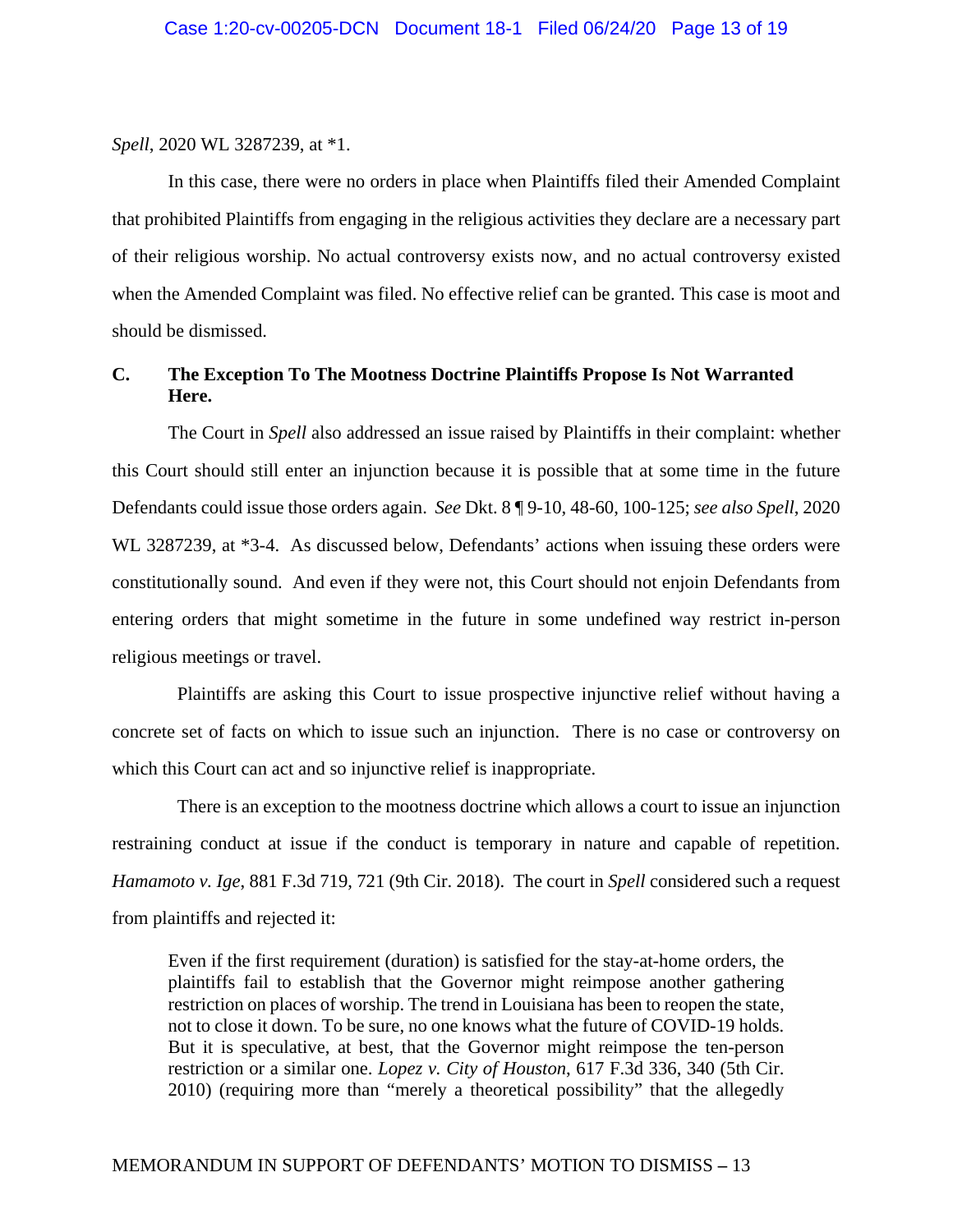*Spell*, 2020 WL 3287239, at *1.

In this case, there were no orders in place when Plaintiffs filed their Amended Complaint that prohibited Plaintiffs from engaging in the religious activities they declare are a necessary part of their religious worship. No actual controversy exists now, and no actual controversy existed when the Amended Complaint was filed. No effective relief can be granted. This case is moot and should be dismissed.

### C. The Exception To The Mootness Doctrine Plaintiffs Propose Is Not Warranted Here.

The Court in *Spell* also addressed an issue raised by Plaintiffs in their complaint: whether this Court should still enter an injunction because it is possible that at some time in the future Defendants could issue those orders again. *See* Dkt. 8 ¶ 9-10, 48-60, 100-125; *see also Spell*, 2020 WL 3287239, at *3-4. As discussed below, Defendants' actions when issuing these orders were constitutionally sound. And even if they were not, this Court should not enjoin Defendants from entering orders that might sometime in the future in some undefined way restrict in-person religious meetings or travel.

Plaintiffs are asking this Court to issue prospective injunctive relief without having a concrete set of facts on which to issue such an injunction. There is no case or controversy on which this Court can act and so injunctive relief is inappropriate.

There is an exception to the mootness doctrine which allows a court to issue an injunction restraining conduct at issue if the conduct is temporary in nature and capable of repetition. *Hamamoto v. Ige*, 881 F.3d 719, 721 (9th Cir. 2018). The court in *Spell* considered such a request from plaintiffs and rejected it:

> Even if the first requirement (duration) is satisfied for the stay-at-home orders, the plaintiffs fail to establish that the Governor might reimpose another gathering restriction on places of worship. The trend in Louisiana has been to reopen the state, not to close it down. To be sure, no one knows what the future of COVID-19 holds. But it is speculative, at best, that the Governor might reimpose the ten-person restriction or a similar one. *Lopez v. City of Houston*, 617 F.3d 336, 340 (5th Cir. 2010) (requiring more than "merely a theoretical possibility" that the allegedly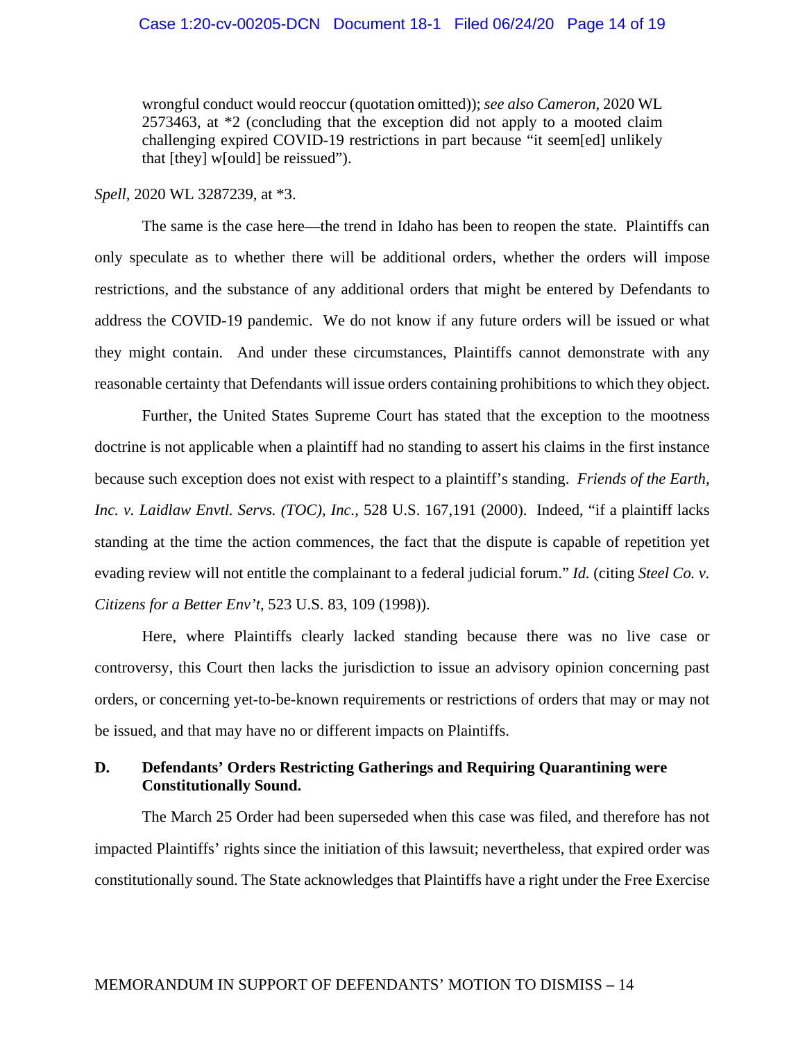> wrongful conduct would reoccur (quotation omitted)); *see also Cameron*, 2020 WL 2573463, at *2 (concluding that the exception did not apply to a mooted claim challenging expired COVID-19 restrictions in part because "it seem[ed] unlikely that [they] w[ould] be reissued").

*Spell*, 2020 WL 3287239, at *3.

The same is the case here—the trend in Idaho has been to reopen the state. Plaintiffs can only speculate as to whether there will be additional orders, whether the orders will impose restrictions, and the substance of any additional orders that might be entered by Defendants to address the COVID-19 pandemic. We do not know if any future orders will be issued or what they might contain. And under these circumstances, Plaintiffs cannot demonstrate with any reasonable certainty that Defendants will issue orders containing prohibitions to which they object.

Further, the United States Supreme Court has stated that the exception to the mootness doctrine is not applicable when a plaintiff had no standing to assert his claims in the first instance because such exception does not exist with respect to a plaintiff's standing. *Friends of the Earth, Inc. v. Laidlaw Envtl. Servs. (TOC), Inc.*, 528 U.S. 167,191 (2000). Indeed, "if a plaintiff lacks standing at the time the action commences, the fact that the dispute is capable of repetition yet evading review will not entitle the complainant to a federal judicial forum." *Id.* (citing *Steel Co. v. Citizens for a Better Env't*, 523 U.S. 83, 109 (1998)).

Here, where Plaintiffs clearly lacked standing because there was no live case or controversy, this Court then lacks the jurisdiction to issue an advisory opinion concerning past orders, or concerning yet-to-be-known requirements or restrictions of orders that may or may not be issued, and that may have no or different impacts on Plaintiffs.

### D. Defendants' Orders Restricting Gatherings and Requiring Quarantining were Constitutionally Sound.

The March 25 Order had been superseded when this case was filed, and therefore has not impacted Plaintiffs' rights since the initiation of this lawsuit; nevertheless, that expired order was constitutionally sound. The State acknowledges that Plaintiffs have a right under the Free Exercise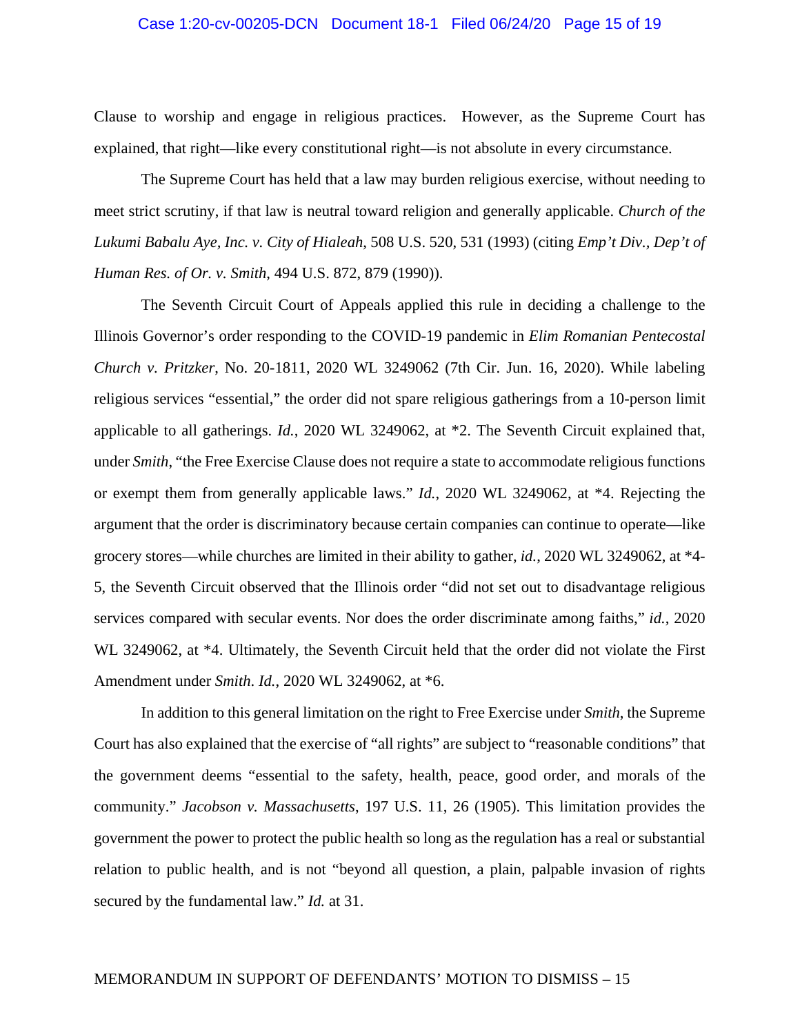Clause to worship and engage in religious practices. However, as the Supreme Court has explained, that right—like every constitutional right—is not absolute in every circumstance.

The Supreme Court has held that a law may burden religious exercise, without needing to meet strict scrutiny, if that law is neutral toward religion and generally applicable. *Church of the Lukumi Babalu Aye, Inc. v. City of Hialeah*, 508 U.S. 520, 531 (1993) (citing *Emp't Div., Dep't of Human Res. of Or. v. Smith*, 494 U.S. 872, 879 (1990)).

The Seventh Circuit Court of Appeals applied this rule in deciding a challenge to the Illinois Governor's order responding to the COVID-19 pandemic in *Elim Romanian Pentecostal Church v. Pritzker*, No. 20-1811, 2020 WL 3249062 (7th Cir. Jun. 16, 2020). While labeling religious services "essential," the order did not spare religious gatherings from a 10-person limit applicable to all gatherings. *Id.*, 2020 WL 3249062, at *2. The Seventh Circuit explained that, under *Smith*, "the Free Exercise Clause does not require a state to accommodate religious functions or exempt them from generally applicable laws." *Id.*, 2020 WL 3249062, at *4. Rejecting the argument that the order is discriminatory because certain companies can continue to operate—like grocery stores—while churches are limited in their ability to gather, *id.*, 2020 WL 3249062, at *4-5, the Seventh Circuit observed that the Illinois order "did not set out to disadvantage religious services compared with secular events. Nor does the order discriminate among faiths," *id.*, 2020 WL 3249062, at *4. Ultimately, the Seventh Circuit held that the order did not violate the First Amendment under *Smith*. *Id.*, 2020 WL 3249062, at *6.

In addition to this general limitation on the right to Free Exercise under *Smith*, the Supreme Court has also explained that the exercise of "all rights" are subject to "reasonable conditions" that the government deems "essential to the safety, health, peace, good order, and morals of the community." *Jacobson v. Massachusetts*, 197 U.S. 11, 26 (1905). This limitation provides the government the power to protect the public health so long as the regulation has a real or substantial relation to public health, and is not "beyond all question, a plain, palpable invasion of rights secured by the fundamental law." *Id.* at 31.

MEMORANDUM IN SUPPORT OF DEFENDANTS' MOTION TO DISMISS – 15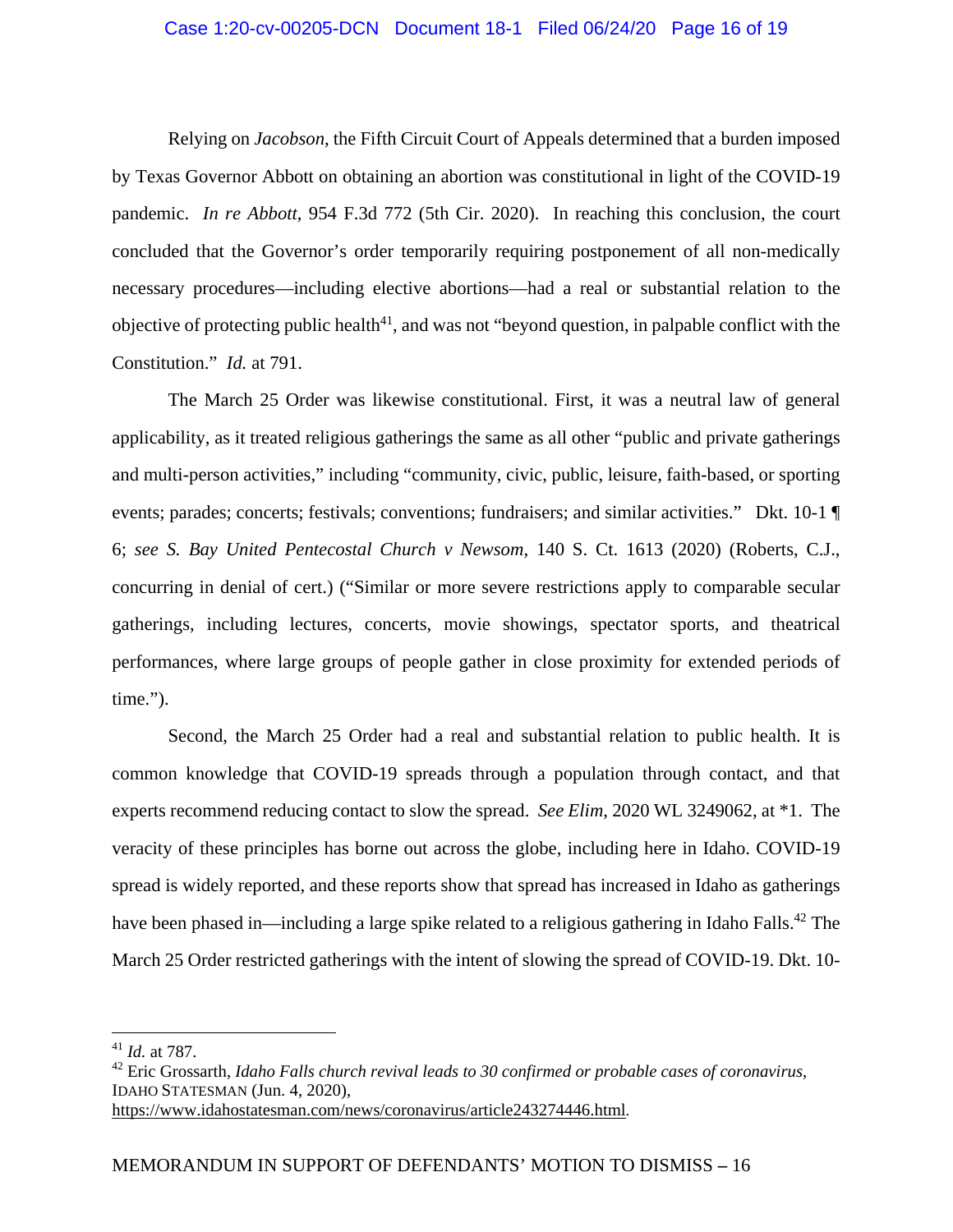Relying on *Jacobson*, the Fifth Circuit Court of Appeals determined that a burden imposed by Texas Governor Abbott on obtaining an abortion was constitutional in light of the COVID-19 pandemic. *In re Abbott*, 954 F.3d 772 (5th Cir. 2020). In reaching this conclusion, the court concluded that the Governor's order temporarily requiring postponement of all non-medically necessary procedures—including elective abortions—had a real or substantial relation to the objective of protecting public health[41], and was not "beyond question, in palpable conflict with the Constitution." *Id.* at 791.

The March 25 Order was likewise constitutional. First, it was a neutral law of general applicability, as it treated religious gatherings the same as all other "public and private gatherings and multi-person activities," including "community, civic, public, leisure, faith-based, or sporting events; parades; concerts; festivals; conventions; fundraisers; and similar activities." Dkt. 10-1 ¶ 6; *see S. Bay United Pentecostal Church v Newsom*, 140 S. Ct. 1613 (2020) (Roberts, C.J., concurring in denial of cert.) ("Similar or more severe restrictions apply to comparable secular gatherings, including lectures, concerts, movie showings, spectator sports, and theatrical performances, where large groups of people gather in close proximity for extended periods of time.").

Second, the March 25 Order had a real and substantial relation to public health. It is common knowledge that COVID-19 spreads through a population through contact, and that experts recommend reducing contact to slow the spread. *See Elim*, 2020 WL 3249062, at \*1. The veracity of these principles has borne out across the globe, including here in Idaho. COVID-19 spread is widely reported, and these reports show that spread has increased in Idaho as gatherings have been phased in—including a large spike related to a religious gathering in Idaho Falls.[42] The March 25 Order restricted gatherings with the intent of slowing the spread of COVID-19. Dkt. 10-

---

[41] *Id.* at 787.

[42] Eric Grossarth, *Idaho Falls church revival leads to 30 confirmed or probable cases of coronavirus*, IDAHO STATESMAN (Jun. 4, 2020), https://www.idahostatesman.com/news/coronavirus/article243274446.html.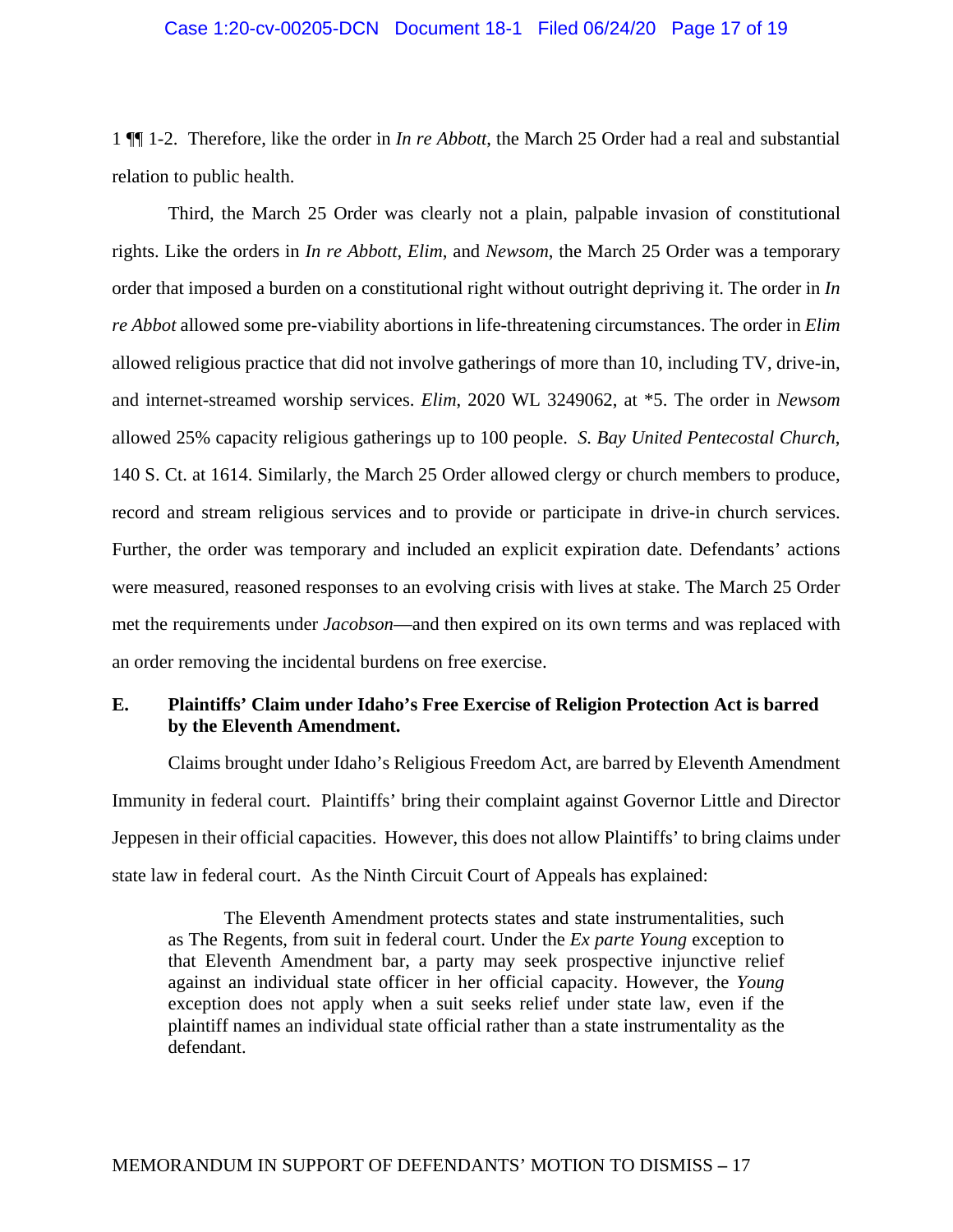1 ¶¶ 1-2. Therefore, like the order in *In re Abbott*, the March 25 Order had a real and substantial relation to public health.

Third, the March 25 Order was clearly not a plain, palpable invasion of constitutional rights. Like the orders in *In re Abbott*, *Elim*, and *Newsom*, the March 25 Order was a temporary order that imposed a burden on a constitutional right without outright depriving it. The order in *In re Abbot* allowed some pre-viability abortions in life-threatening circumstances. The order in *Elim* allowed religious practice that did not involve gatherings of more than 10, including TV, drive-in, and internet-streamed worship services. *Elim*, 2020 WL 3249062, at *5. The order in *Newsom* allowed 25% capacity religious gatherings up to 100 people. *S. Bay United Pentecostal Church*, 140 S. Ct. at 1614. Similarly, the March 25 Order allowed clergy or church members to produce, record and stream religious services and to provide or participate in drive-in church services. Further, the order was temporary and included an explicit expiration date. Defendants' actions were measured, reasoned responses to an evolving crisis with lives at stake. The March 25 Order met the requirements under *Jacobson*—and then expired on its own terms and was replaced with an order removing the incidental burdens on free exercise.

### E. Plaintiffs' Claim under Idaho's Free Exercise of Religion Protection Act is barred by the Eleventh Amendment.

Claims brought under Idaho's Religious Freedom Act, are barred by Eleventh Amendment Immunity in federal court. Plaintiffs' bring their complaint against Governor Little and Director Jeppesen in their official capacities. However, this does not allow Plaintiffs' to bring claims under state law in federal court. As the Ninth Circuit Court of Appeals has explained:

> The Eleventh Amendment protects states and state instrumentalities, such as The Regents, from suit in federal court. Under the *Ex parte Young* exception to that Eleventh Amendment bar, a party may seek prospective injunctive relief against an individual state officer in her official capacity. However, the *Young* exception does not apply when a suit seeks relief under state law, even if the plaintiff names an individual state official rather than a state instrumentality as the defendant.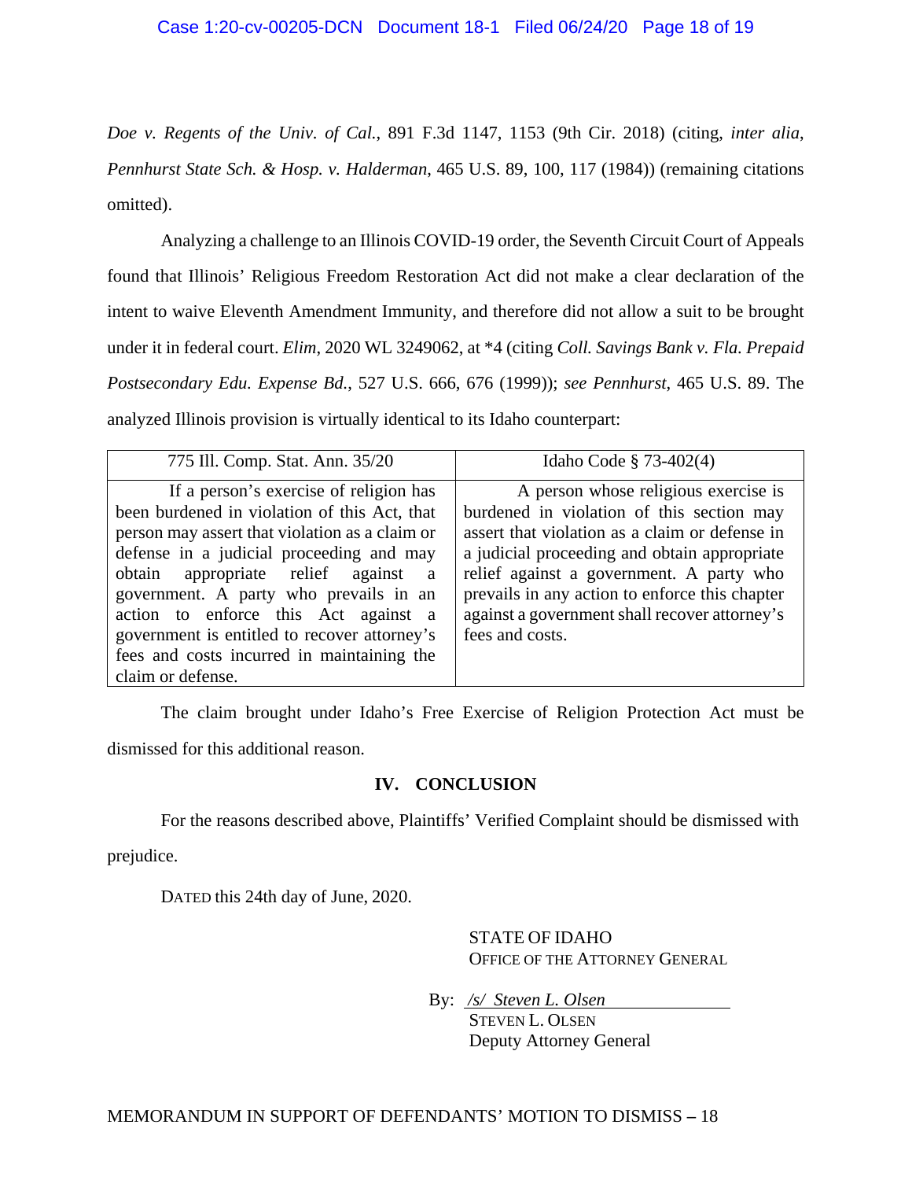*Doe v. Regents of the Univ. of Cal.*, 891 F.3d 1147, 1153 (9th Cir. 2018) (citing, *inter alia*, *Pennhurst State Sch. & Hosp. v. Halderman*, 465 U.S. 89, 100, 117 (1984)) (remaining citations omitted).

Analyzing a challenge to an Illinois COVID-19 order, the Seventh Circuit Court of Appeals found that Illinois' Religious Freedom Restoration Act did not make a clear declaration of the intent to waive Eleventh Amendment Immunity, and therefore did not allow a suit to be brought under it in federal court. *Elim*, 2020 WL 3249062, at *4 (citing *Coll. Savings Bank v. Fla. Prepaid Postsecondary Edu. Expense Bd.*, 527 U.S. 666, 676 (1999)); *see Pennhurst*, 465 U.S. 89. The analyzed Illinois provision is virtually identical to its Idaho counterpart:

| 775 Ill. Comp. Stat. Ann. 35/20 | Idaho Code § 73-402(4) |
|---|---|
| If a person's exercise of religion has been burdened in violation of this Act, that person may assert that violation as a claim or defense in a judicial proceeding and may obtain appropriate relief against a government. A party who prevails in an action to enforce this Act against a government is entitled to recover attorney's fees and costs incurred in maintaining the claim or defense. | A person whose religious exercise is burdened in violation of this section may assert that violation as a claim or defense in a judicial proceeding and obtain appropriate relief against a government. A party who prevails in any action to enforce this chapter against a government shall recover attorney's fees and costs. |

The claim brought under Idaho's Free Exercise of Religion Protection Act must be dismissed for this additional reason.

## IV. CONCLUSION

For the reasons described above, Plaintiffs' Verified Complaint should be dismissed with prejudice.

DATED this 24th day of June, 2020.

STATE OF IDAHO
OFFICE OF THE ATTORNEY GENERAL

By: */s/ Steven L. Olsen*
STEVEN L. OLSEN
Deputy Attorney General

MEMORANDUM IN SUPPORT OF DEFENDANTS' MOTION TO DISMISS – 18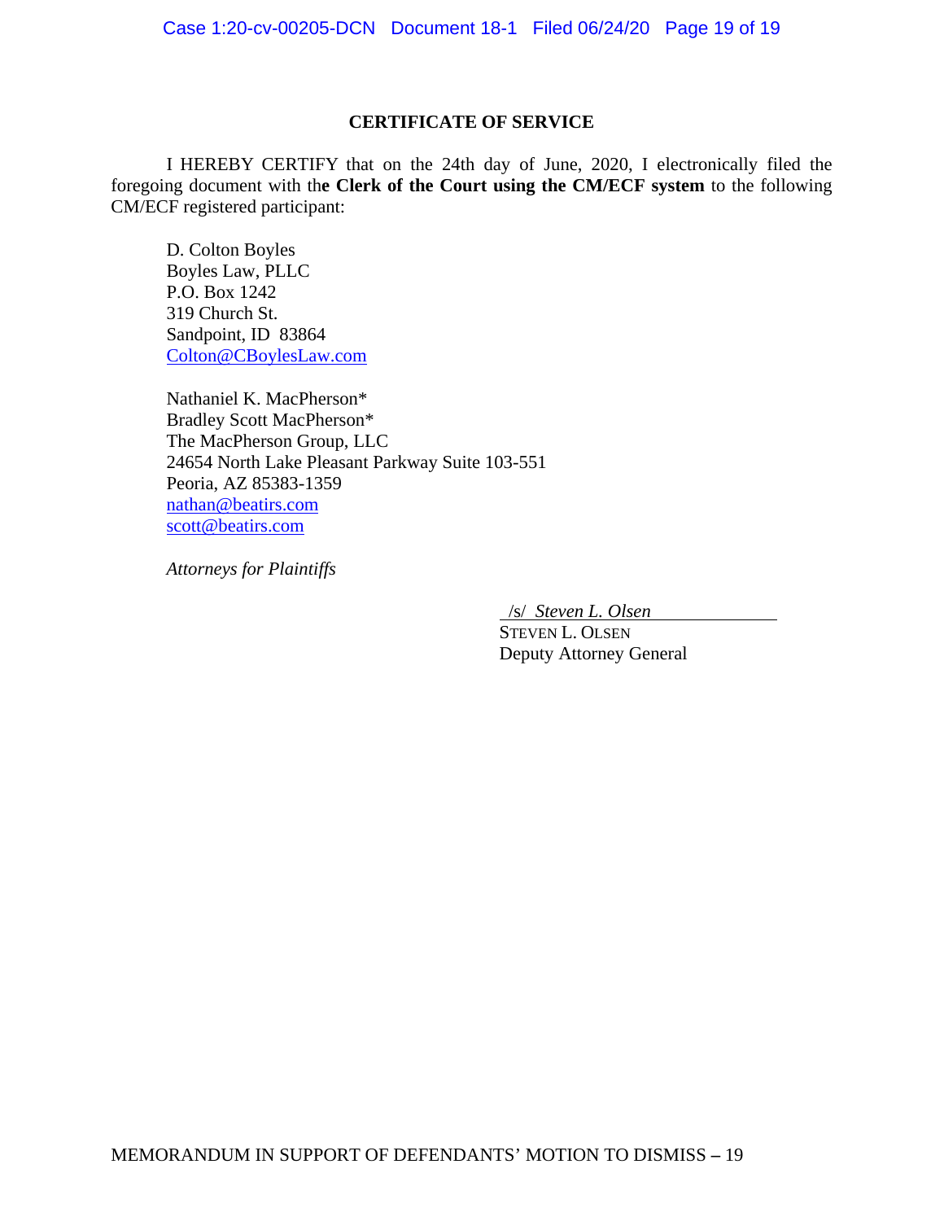**CERTIFICATE OF SERVICE**

I HEREBY CERTIFY that on the 24th day of June, 2020, I electronically filed the foregoing document with th**e Clerk of the Court using the CM/ECF system** to the following CM/ECF registered participant:

D. Colton Boyles
Boyles Law, PLLC
P.O. Box 1242
319 Church St.
Sandpoint, ID 83864
Colton@CBoylesLaw.com

Nathaniel K. MacPherson*
Bradley Scott MacPherson*
The MacPherson Group, LLC
24654 North Lake Pleasant Parkway Suite 103-551
Peoria, AZ 85383-1359
nathan@beatirs.com
scott@beatirs.com

*Attorneys for Plaintiffs*

/s/ *Steven L. Olsen*
STEVEN L. OLSEN
Deputy Attorney General